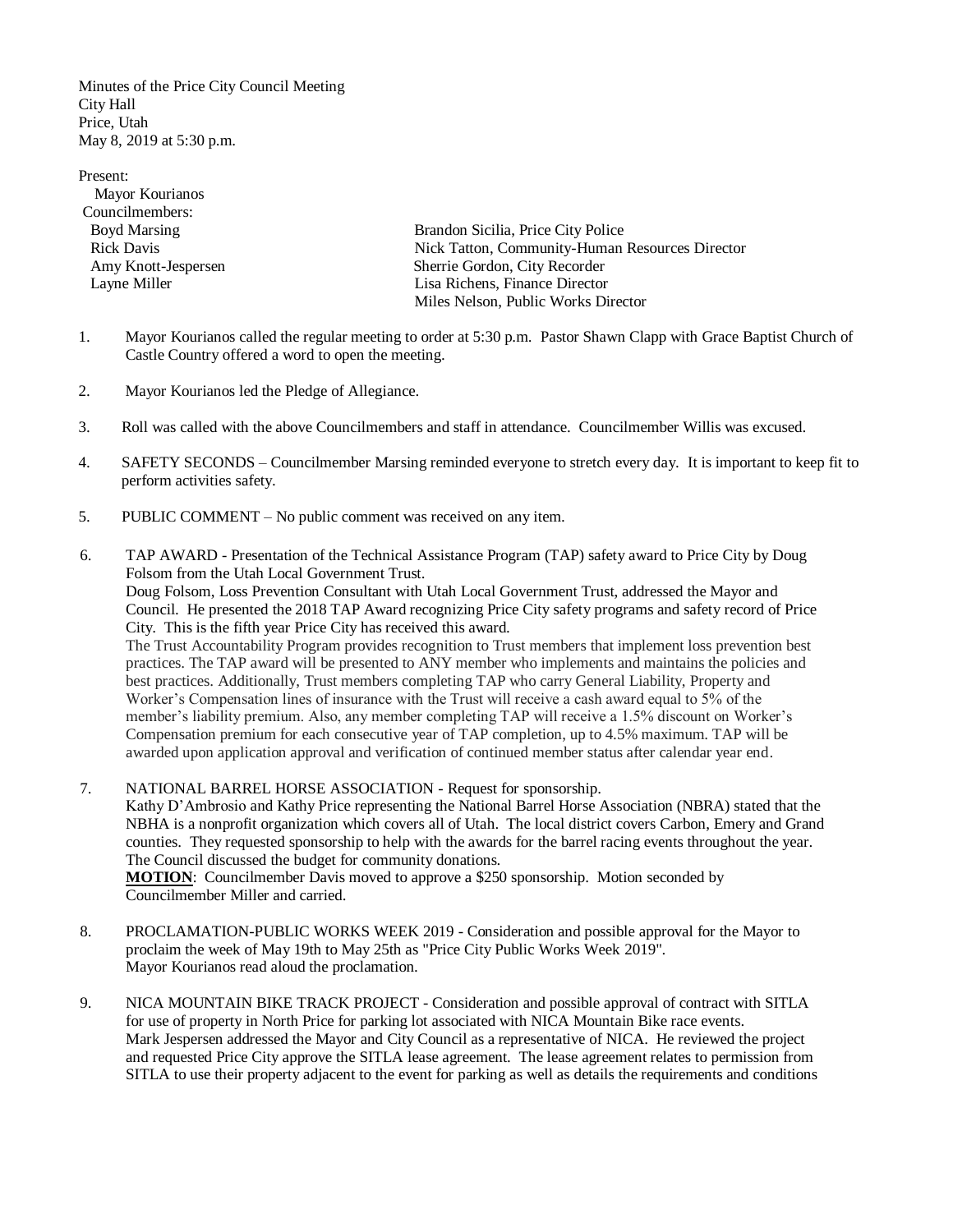Minutes of the Price City Council Meeting
City Hall
Price, Utah
May 8, 2019 at 5:30 p.m.

Present:
Mayor Kourianos
Councilmembers:
Boyd Marsing
Rick Davis
Amy Knott-Jespersen
Layne Miller

Brandon Sicilia, Price City Police
Nick Tatton, Community-Human Resources Director
Sherrie Gordon, City Recorder
Lisa Richens, Finance Director
Miles Nelson, Public Works Director

1. Mayor Kourianos called the regular meeting to order at 5:30 p.m. Pastor Shawn Clapp with Grace Baptist Church of Castle Country offered a word to open the meeting.

2. Mayor Kourianos led the Pledge of Allegiance.

3. Roll was called with the above Councilmembers and staff in attendance. Councilmember Willis was excused.

4. SAFETY SECONDS – Councilmember Marsing reminded everyone to stretch every day. It is important to keep fit to perform activities safety.

5. PUBLIC COMMENT – No public comment was received on any item.

6. TAP AWARD - Presentation of the Technical Assistance Program (TAP) safety award to Price City by Doug Folsom from the Utah Local Government Trust.
   Doug Folsom, Loss Prevention Consultant with Utah Local Government Trust, addressed the Mayor and Council. He presented the 2018 TAP Award recognizing Price City safety programs and safety record of Price City. This is the fifth year Price City has received this award.
   The Trust Accountability Program provides recognition to Trust members that implement loss prevention best practices. The TAP award will be presented to ANY member who implements and maintains the policies and best practices. Additionally, Trust members completing TAP who carry General Liability, Property and Worker's Compensation lines of insurance with the Trust will receive a cash award equal to 5% of the member's liability premium. Also, any member completing TAP will receive a 1.5% discount on Worker's Compensation premium for each consecutive year of TAP completion, up to 4.5% maximum. TAP will be awarded upon application approval and verification of continued member status after calendar year end.

7. NATIONAL BARREL HORSE ASSOCIATION - Request for sponsorship.
   Kathy D'Ambrosio and Kathy Price representing the National Barrel Horse Association (NBRA) stated that the NBHA is a nonprofit organization which covers all of Utah. The local district covers Carbon, Emery and Grand counties. They requested sponsorship to help with the awards for the barrel racing events throughout the year. The Council discussed the budget for community donations.
   **MOTION**: Councilmember Davis moved to approve a $250 sponsorship. Motion seconded by Councilmember Miller and carried.

8. PROCLAMATION-PUBLIC WORKS WEEK 2019 - Consideration and possible approval for the Mayor to proclaim the week of May 19th to May 25th as "Price City Public Works Week 2019".
   Mayor Kourianos read aloud the proclamation.

9. NICA MOUNTAIN BIKE TRACK PROJECT - Consideration and possible approval of contract with SITLA for use of property in North Price for parking lot associated with NICA Mountain Bike race events.
   Mark Jespersen addressed the Mayor and City Council as a representative of NICA. He reviewed the project and requested Price City approve the SITLA lease agreement. The lease agreement relates to permission from SITLA to use their property adjacent to the event for parking as well as details the requirements and conditions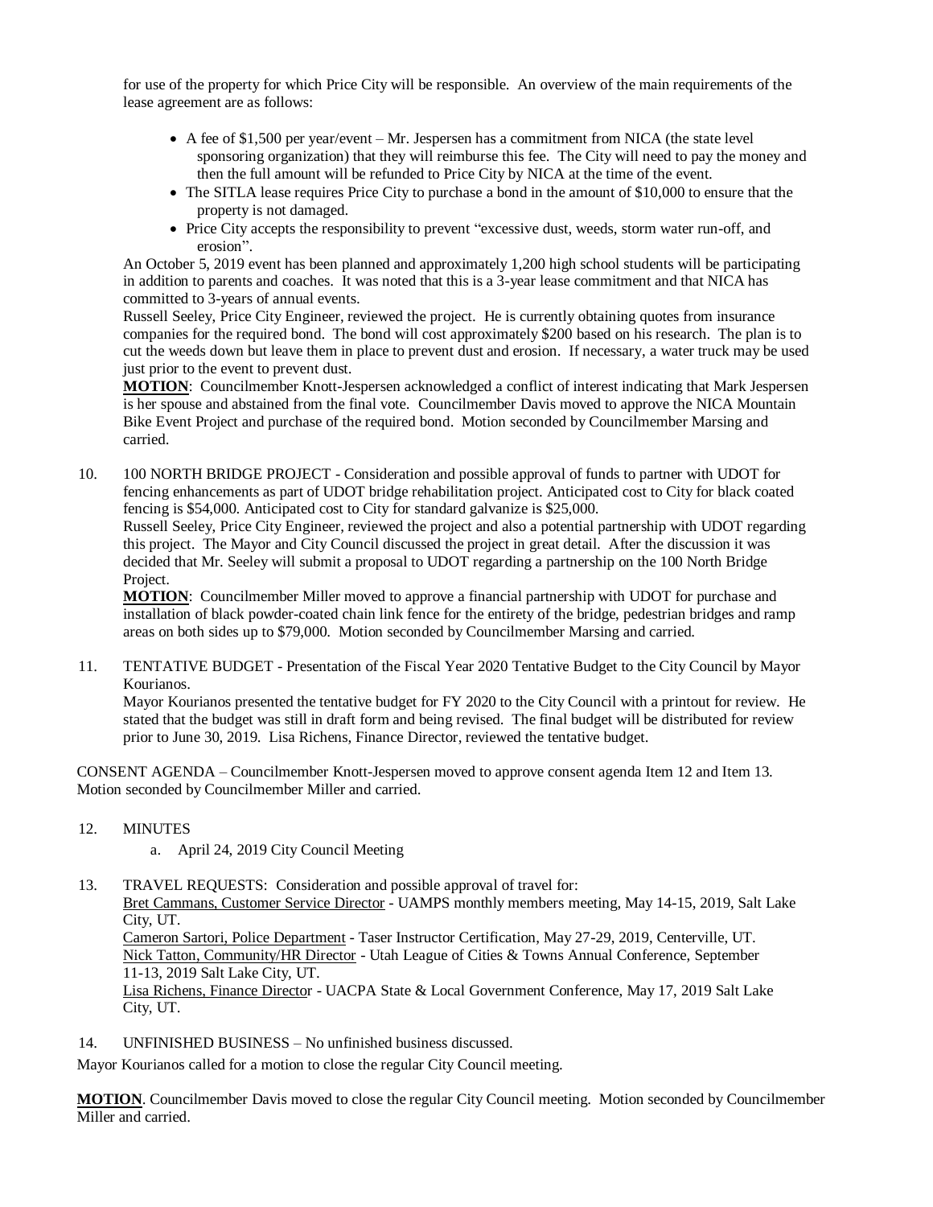for use of the property for which Price City will be responsible. An overview of the main requirements of the lease agreement are as follows:

- A fee of $1,500 per year/event – Mr. Jespersen has a commitment from NICA (the state level sponsoring organization) that they will reimburse this fee. The City will need to pay the money and then the full amount will be refunded to Price City by NICA at the time of the event.
- The SITLA lease requires Price City to purchase a bond in the amount of $10,000 to ensure that the property is not damaged.
- Price City accepts the responsibility to prevent "excessive dust, weeds, storm water run-off, and erosion".

An October 5, 2019 event has been planned and approximately 1,200 high school students will be participating in addition to parents and coaches. It was noted that this is a 3-year lease commitment and that NICA has committed to 3-years of annual events.
Russell Seeley, Price City Engineer, reviewed the project. He is currently obtaining quotes from insurance companies for the required bond. The bond will cost approximately $200 based on his research. The plan is to cut the weeds down but leave them in place to prevent dust and erosion. If necessary, a water truck may be used just prior to the event to prevent dust.
**MOTION**: Councilmember Knott-Jespersen acknowledged a conflict of interest indicating that Mark Jespersen is her spouse and abstained from the final vote. Councilmember Davis moved to approve the NICA Mountain Bike Event Project and purchase of the required bond. Motion seconded by Councilmember Marsing and carried.

10. 100 NORTH BRIDGE PROJECT - Consideration and possible approval of funds to partner with UDOT for fencing enhancements as part of UDOT bridge rehabilitation project. Anticipated cost to City for black coated fencing is $54,000. Anticipated cost to City for standard galvanize is $25,000.
Russell Seeley, Price City Engineer, reviewed the project and also a potential partnership with UDOT regarding this project. The Mayor and City Council discussed the project in great detail. After the discussion it was decided that Mr. Seeley will submit a proposal to UDOT regarding a partnership on the 100 North Bridge Project.
**MOTION**: Councilmember Miller moved to approve a financial partnership with UDOT for purchase and installation of black powder-coated chain link fence for the entirety of the bridge, pedestrian bridges and ramp areas on both sides up to $79,000. Motion seconded by Councilmember Marsing and carried.

11. TENTATIVE BUDGET - Presentation of the Fiscal Year 2020 Tentative Budget to the City Council by Mayor Kourianos.
Mayor Kourianos presented the tentative budget for FY 2020 to the City Council with a printout for review. He stated that the budget was still in draft form and being revised. The final budget will be distributed for review prior to June 30, 2019. Lisa Richens, Finance Director, reviewed the tentative budget.

CONSENT AGENDA – Councilmember Knott-Jespersen moved to approve consent agenda Item 12 and Item 13. Motion seconded by Councilmember Miller and carried.

12. MINUTES
    a. April 24, 2019 City Council Meeting

13. TRAVEL REQUESTS: Consideration and possible approval of travel for:
<u>Bret Cammans, Customer Service Director</u> - UAMPS monthly members meeting, May 14-15, 2019, Salt Lake City, UT.
<u>Cameron Sartori, Police Department</u> - Taser Instructor Certification, May 27-29, 2019, Centerville, UT.
<u>Nick Tatton, Community/HR Director</u> - Utah League of Cities & Towns Annual Conference, September 11-13, 2019 Salt Lake City, UT.
<u>Lisa Richens, Finance Director</u> - UACPA State & Local Government Conference, May 17, 2019 Salt Lake City, UT.

14. UNFINISHED BUSINESS – No unfinished business discussed.

Mayor Kourianos called for a motion to close the regular City Council meeting.

**MOTION**. Councilmember Davis moved to close the regular City Council meeting. Motion seconded by Councilmember Miller and carried.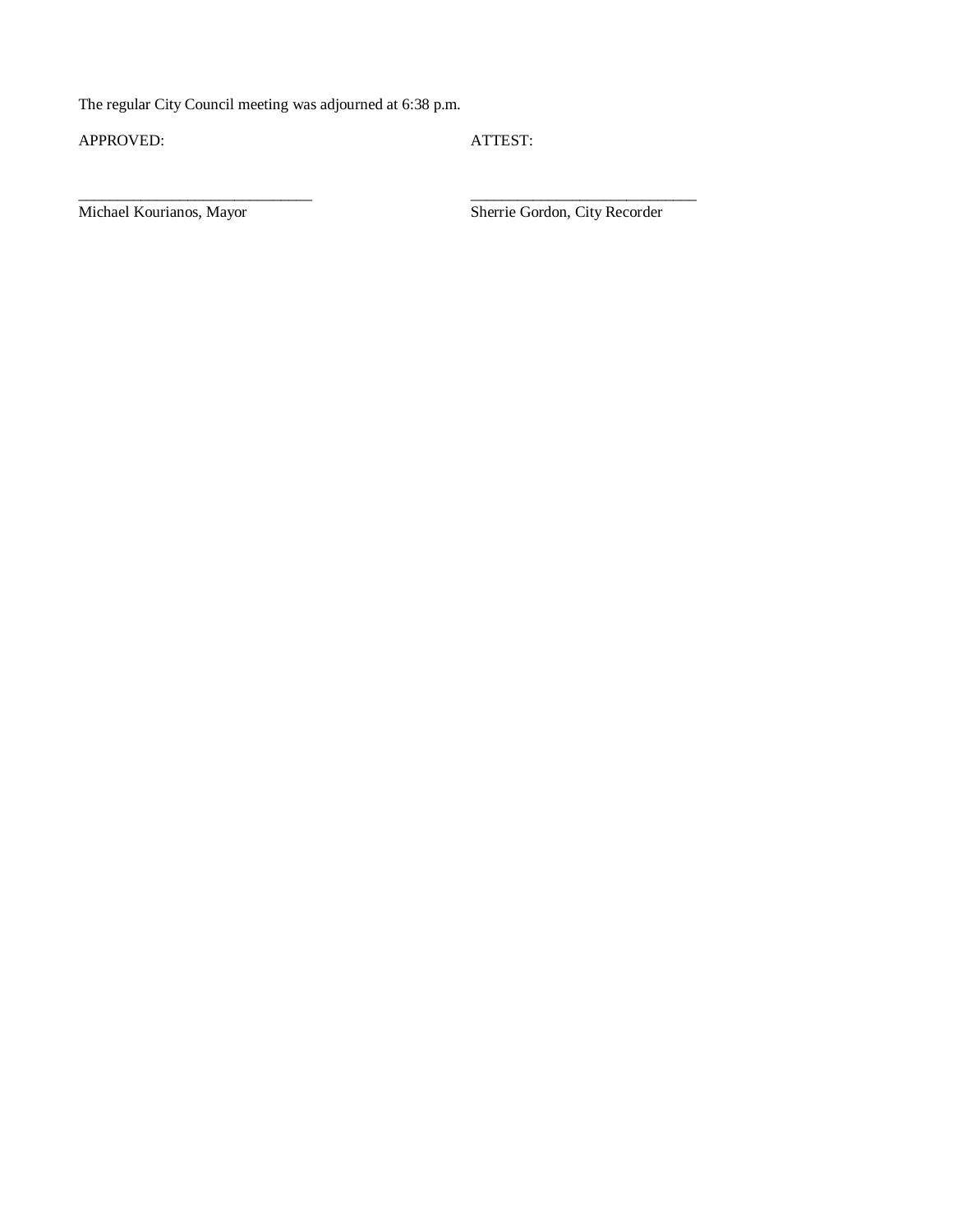The regular City Council meeting was adjourned at 6:38 p.m.

| | |
|---|---|
| APPROVED: | ATTEST: |
| _______________________________ | ______________________________ |
| Michael Kourianos, Mayor | Sherrie Gordon, City Recorder |